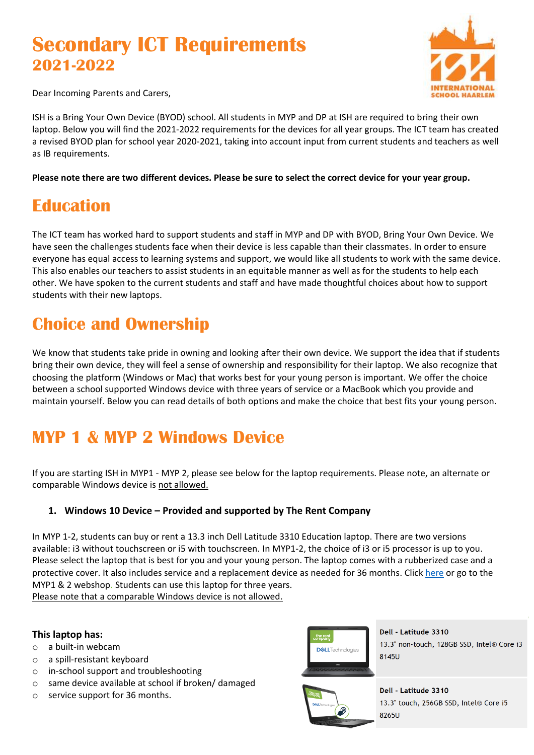# Secondary ICT Requirements
## 2021-2022

Dear Incoming Parents and Carers,

ISH is a Bring Your Own Device (BYOD) school. All students in MYP and DP at ISH are required to bring their own laptop. Below you will find the 2021-2022 requirements for the devices for all year groups. The ICT team has created a revised BYOD plan for school year 2020-2021, taking into account input from current students and teachers as well as IB requirements.

**Please note there are two different devices. Please be sure to select the correct device for your year group.**

# Education

The ICT team has worked hard to support students and staff in MYP and DP with BYOD, Bring Your Own Device. We have seen the challenges students face when their device is less capable than their classmates. In order to ensure everyone has equal access to learning systems and support, we would like all students to work with the same device. This also enables our teachers to assist students in an equitable manner as well as for the students to help each other. We have spoken to the current students and staff and have made thoughtful choices about how to support students with their new laptops.

# Choice and Ownership

We know that students take pride in owning and looking after their own device. We support the idea that if students bring their own device, they will feel a sense of ownership and responsibility for their laptop. We also recognize that choosing the platform (Windows or Mac) that works best for your young person is important. We offer the choice between a school supported Windows device with three years of service or a MacBook which you provide and maintain yourself. Below you can read details of both options and make the choice that best fits your young person.

# MYP 1 & MYP 2 Windows Device

If you are starting ISH in MYP1 - MYP 2, please see below for the laptop requirements. Please note, an alternate or comparable Windows device is <u>not allowed.</u>

### 1. Windows 10 Device – Provided and supported by The Rent Company

In MYP 1-2, students can buy or rent a 13.3 inch Dell Latitude 3310 Education laptop. There are two versions available: i3 without touchscreen or i5 with touchscreen. In MYP1-2, the choice of i3 or i5 processor is up to you. Please select the laptop that is best for you and your young person. The laptop comes with a rubberized case and a protective cover. It also includes service and a replacement device as needed for 36 months. Click here or go to the MYP1 & 2 webshop. Students can use this laptop for three years.
<u>Please note that a comparable Windows device is not allowed.</u>

**This laptop has:**

- a built-in webcam
- a spill-resistant keyboard
- in-school support and troubleshooting
- same device available at school if broken/ damaged
- service support for 36 months.

**Dell - Latitude 3310**
13.3" non-touch, 128GB SSD, Intel® Core i3 8145U

**Dell - Latitude 3310**
13.3" touch, 256GB SSD, Intel® Core i5 8265U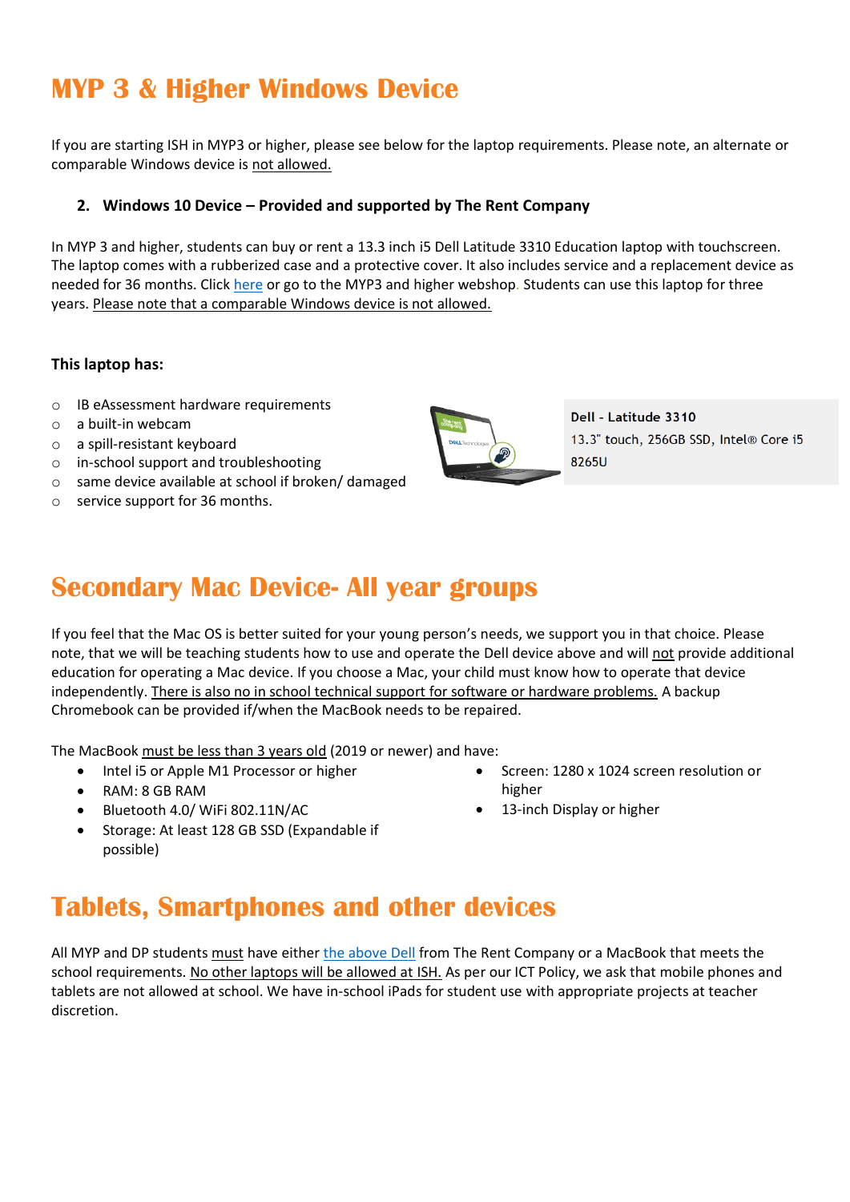# MYP 3 & Higher Windows Device

If you are starting ISH in MYP3 or higher, please see below for the laptop requirements. Please note, an alternate or comparable Windows device is not allowed.

2. **Windows 10 Device – Provided and supported by The Rent Company**

In MYP 3 and higher, students can buy or rent a 13.3 inch i5 Dell Latitude 3310 Education laptop with touchscreen. The laptop comes with a rubberized case and a protective cover. It also includes service and a replacement device as needed for 36 months. Click here or go to the MYP3 and higher webshop. Students can use this laptop for three years. Please note that a comparable Windows device is not allowed.

**This laptop has:**

- IB eAssessment hardware requirements
- a built-in webcam
- a spill-resistant keyboard
- in-school support and troubleshooting
- same device available at school if broken/ damaged
- service support for 36 months.

**Dell - Latitude 3310**
13.3" touch, 256GB SSD, Intel® Core i5 8265U

# Secondary Mac Device- All year groups

If you feel that the Mac OS is better suited for your young person's needs, we support you in that choice. Please note, that we will be teaching students how to use and operate the Dell device above and will not provide additional education for operating a Mac device. If you choose a Mac, your child must know how to operate that device independently. There is also no in school technical support for software or hardware problems. A backup Chromebook can be provided if/when the MacBook needs to be repaired.

The MacBook must be less than 3 years old (2019 or newer) and have:

- Intel i5 or Apple M1 Processor or higher
- RAM: 8 GB RAM
- Bluetooth 4.0/ WiFi 802.11N/AC
- Storage: At least 128 GB SSD (Expandable if possible)
- Screen: 1280 x 1024 screen resolution or higher
- 13-inch Display or higher

# Tablets, Smartphones and other devices

All MYP and DP students must have either the above Dell from The Rent Company or a MacBook that meets the school requirements. No other laptops will be allowed at ISH. As per our ICT Policy, we ask that mobile phones and tablets are not allowed at school. We have in-school iPads for student use with appropriate projects at teacher discretion.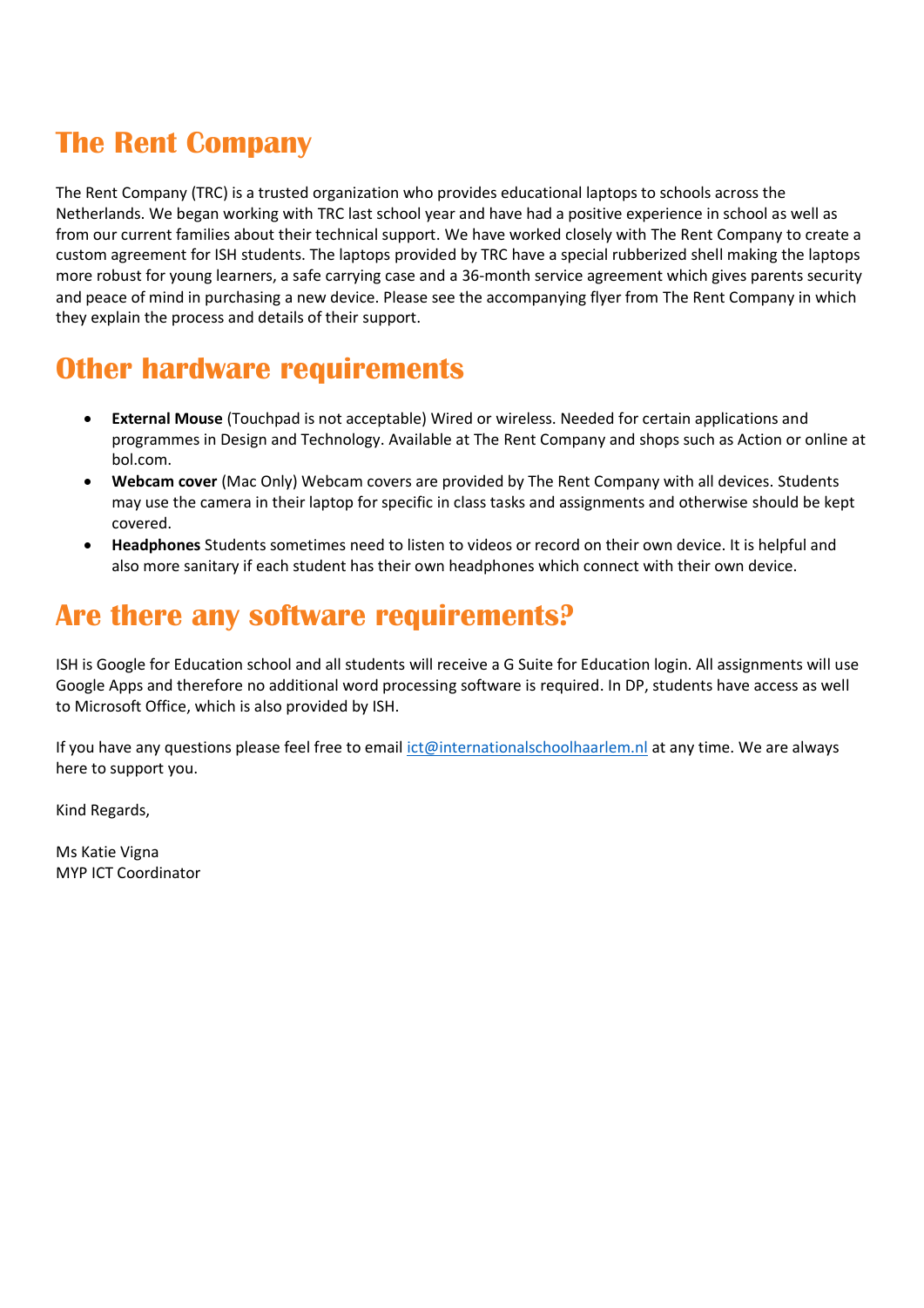## The Rent Company

The Rent Company (TRC) is a trusted organization who provides educational laptops to schools across the Netherlands. We began working with TRC last school year and have had a positive experience in school as well as from our current families about their technical support. We have worked closely with The Rent Company to create a custom agreement for ISH students. The laptops provided by TRC have a special rubberized shell making the laptops more robust for young learners, a safe carrying case and a 36-month service agreement which gives parents security and peace of mind in purchasing a new device. Please see the accompanying flyer from The Rent Company in which they explain the process and details of their support.

## Other hardware requirements

- **External Mouse** (Touchpad is not acceptable) Wired or wireless. Needed for certain applications and programmes in Design and Technology. Available at The Rent Company and shops such as Action or online at bol.com.
- **Webcam cover** (Mac Only) Webcam covers are provided by The Rent Company with all devices. Students may use the camera in their laptop for specific in class tasks and assignments and otherwise should be kept covered.
- **Headphones** Students sometimes need to listen to videos or record on their own device. It is helpful and also more sanitary if each student has their own headphones which connect with their own device.

## Are there any software requirements?

ISH is Google for Education school and all students will receive a G Suite for Education login. All assignments will use Google Apps and therefore no additional word processing software is required. In DP, students have access as well to Microsoft Office, which is also provided by ISH.

If you have any questions please feel free to email ict@internationalschoolhaarlem.nl at any time. We are always here to support you.

Kind Regards,

Ms Katie Vigna
MYP ICT Coordinator